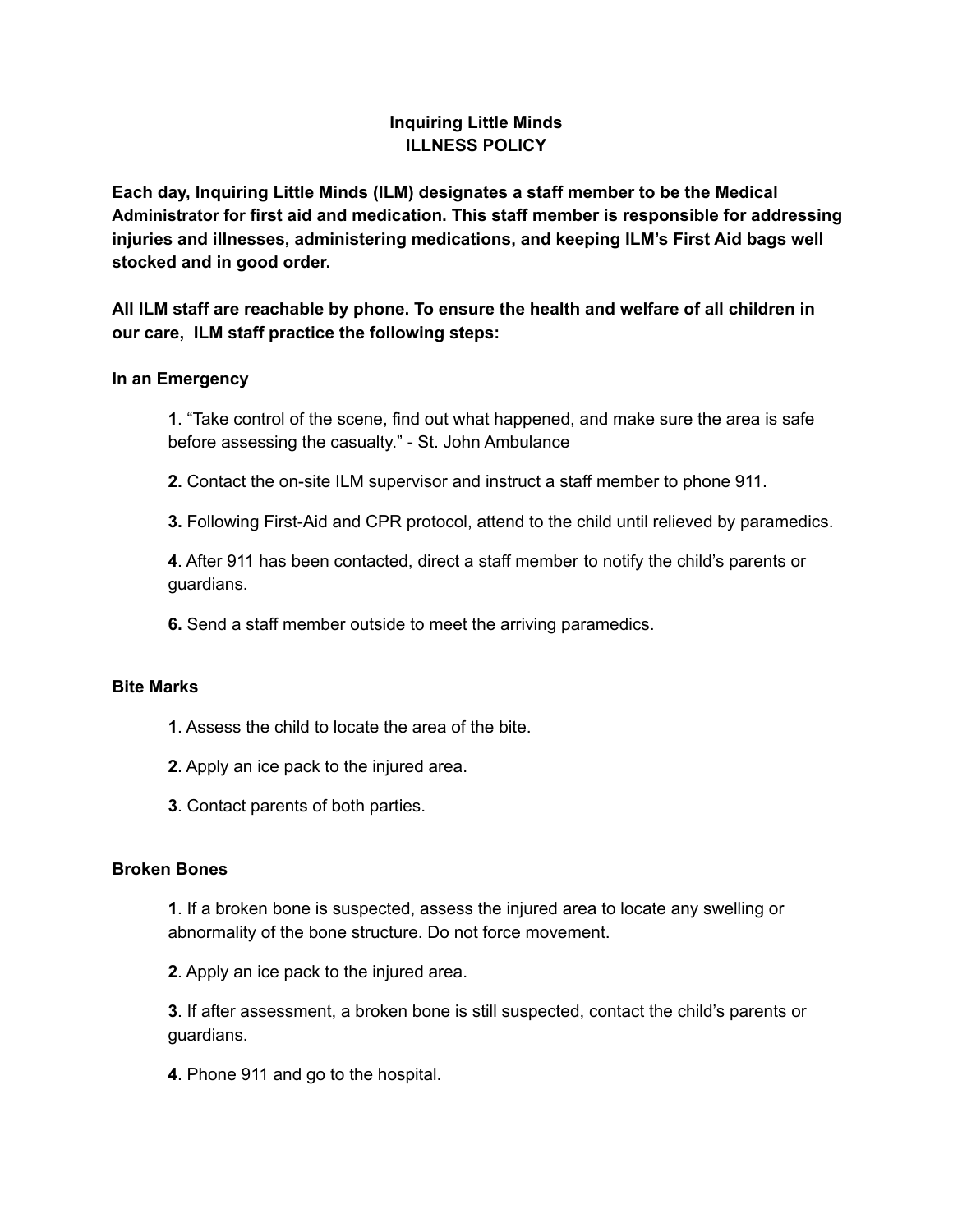# Inquiring Little Minds
## ILLNESS POLICY

**Each day, Inquiring Little Minds (ILM) designates a staff member to be the Medical Administrator for first aid and medication. This staff member is responsible for addressing injuries and illnesses, administering medications, and keeping ILM's First Aid bags well stocked and in good order.**

**All ILM staff are reachable by phone. To ensure the health and welfare of all children in our care, ILM staff practice the following steps:**

### In an Emergency

**1**. "Take control of the scene, find out what happened, and make sure the area is safe before assessing the casualty." - St. John Ambulance

**2.** Contact the on-site ILM supervisor and instruct a staff member to phone 911.

**3.** Following First-Aid and CPR protocol, attend to the child until relieved by paramedics.

**4**. After 911 has been contacted, direct a staff member to notify the child's parents or guardians.

**6.** Send a staff member outside to meet the arriving paramedics.

### Bite Marks

**1**. Assess the child to locate the area of the bite.

**2**. Apply an ice pack to the injured area.

**3**. Contact parents of both parties.

### Broken Bones

**1**. If a broken bone is suspected, assess the injured area to locate any swelling or abnormality of the bone structure. Do not force movement.

**2**. Apply an ice pack to the injured area.

**3**. If after assessment, a broken bone is still suspected, contact the child's parents or guardians.

**4**. Phone 911 and go to the hospital.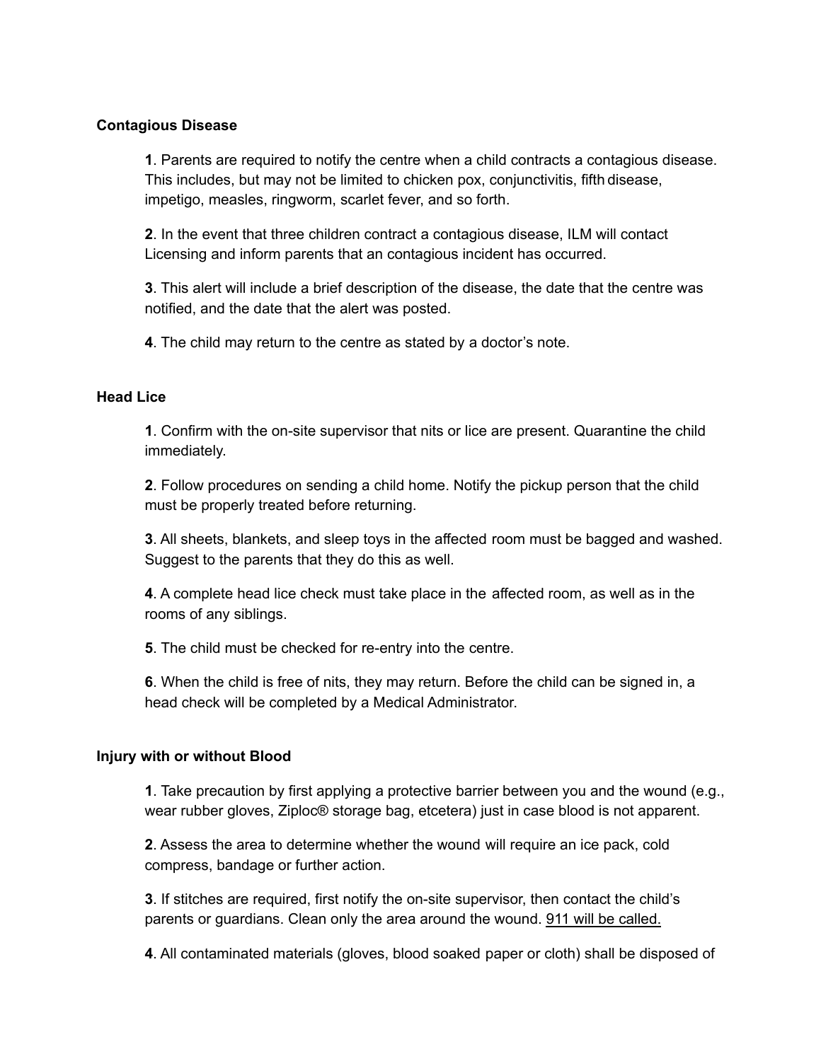**Contagious Disease**

**1**. Parents are required to notify the centre when a child contracts a contagious disease. This includes, but may not be limited to chicken pox, conjunctivitis, fifth disease, impetigo, measles, ringworm, scarlet fever, and so forth.

**2**. In the event that three children contract a contagious disease, ILM will contact Licensing and inform parents that an contagious incident has occurred.

**3**. This alert will include a brief description of the disease, the date that the centre was notified, and the date that the alert was posted.

**4**. The child may return to the centre as stated by a doctor's note.

**Head Lice**

**1**. Confirm with the on-site supervisor that nits or lice are present. Quarantine the child immediately.

**2**. Follow procedures on sending a child home. Notify the pickup person that the child must be properly treated before returning.

**3**. All sheets, blankets, and sleep toys in the affected room must be bagged and washed. Suggest to the parents that they do this as well.

**4**. A complete head lice check must take place in the affected room, as well as in the rooms of any siblings.

**5**. The child must be checked for re-entry into the centre.

**6**. When the child is free of nits, they may return. Before the child can be signed in, a head check will be completed by a Medical Administrator.

**Injury with or without Blood**

**1**. Take precaution by first applying a protective barrier between you and the wound (e.g., wear rubber gloves, Ziploc® storage bag, etcetera) just in case blood is not apparent.

**2**. Assess the area to determine whether the wound will require an ice pack, cold compress, bandage or further action.

**3**. If stitches are required, first notify the on-site supervisor, then contact the child's parents or guardians. Clean only the area around the wound. <u>911 will be called.</u>

**4**. All contaminated materials (gloves, blood soaked paper or cloth) shall be disposed of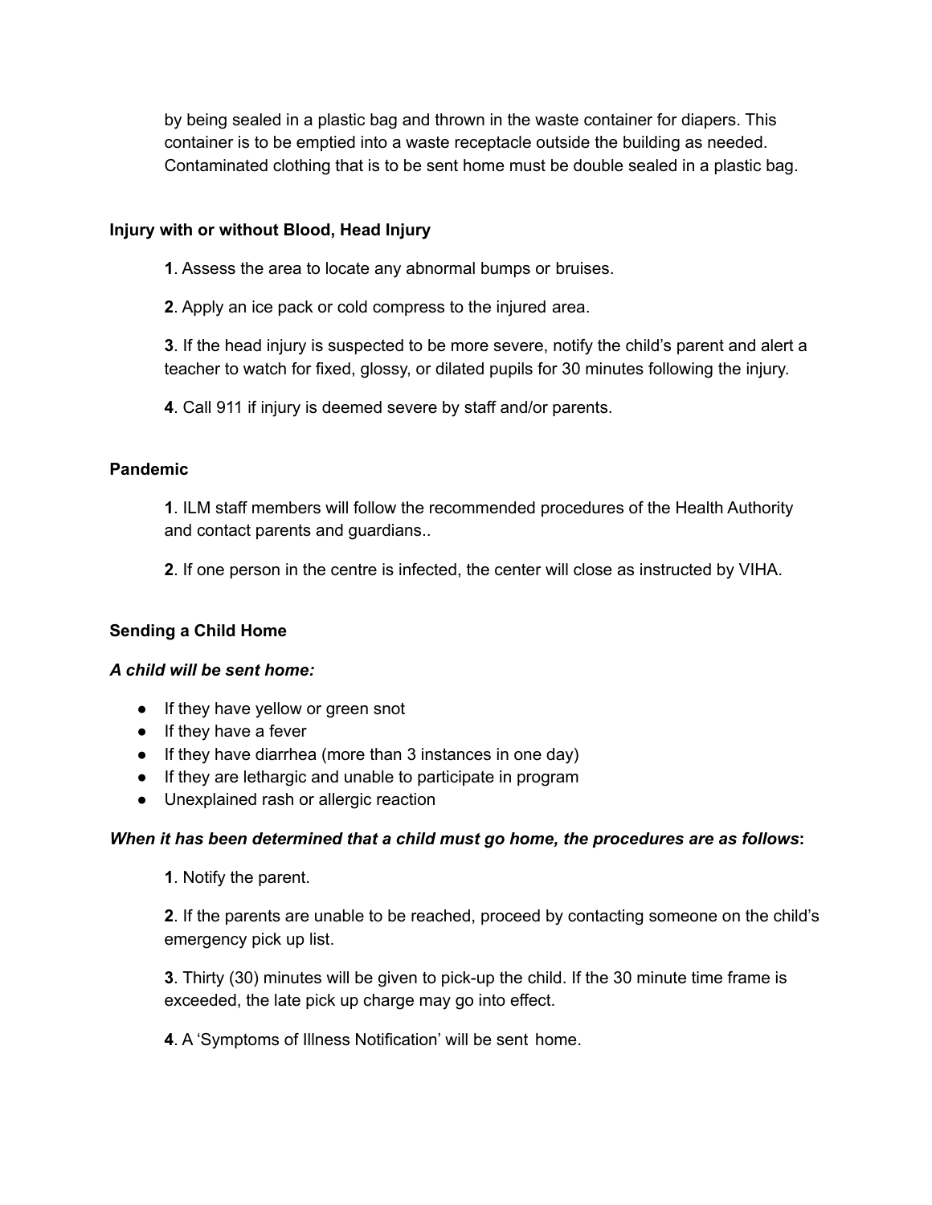by being sealed in a plastic bag and thrown in the waste container for diapers. This container is to be emptied into a waste receptacle outside the building as needed. Contaminated clothing that is to be sent home must be double sealed in a plastic bag.

**Injury with or without Blood, Head Injury**

**1**. Assess the area to locate any abnormal bumps or bruises.

**2**. Apply an ice pack or cold compress to the injured area.

**3**. If the head injury is suspected to be more severe, notify the child's parent and alert a teacher to watch for fixed, glossy, or dilated pupils for 30 minutes following the injury.

**4**. Call 911 if injury is deemed severe by staff and/or parents.

**Pandemic**

**1**. ILM staff members will follow the recommended procedures of the Health Authority and contact parents and guardians..

**2**. If one person in the centre is infected, the center will close as instructed by VIHA.

**Sending a Child Home**

***A child will be sent home:***

- If they have yellow or green snot
- If they have a fever
- If they have diarrhea (more than 3 instances in one day)
- If they are lethargic and unable to participate in program
- Unexplained rash or allergic reaction

***When it has been determined that a child must go home, the procedures are as follows*:**

**1**. Notify the parent.

**2**. If the parents are unable to be reached, proceed by contacting someone on the child's emergency pick up list.

**3**. Thirty (30) minutes will be given to pick-up the child. If the 30 minute time frame is exceeded, the late pick up charge may go into effect.

**4**. A 'Symptoms of Illness Notification' will be sent home.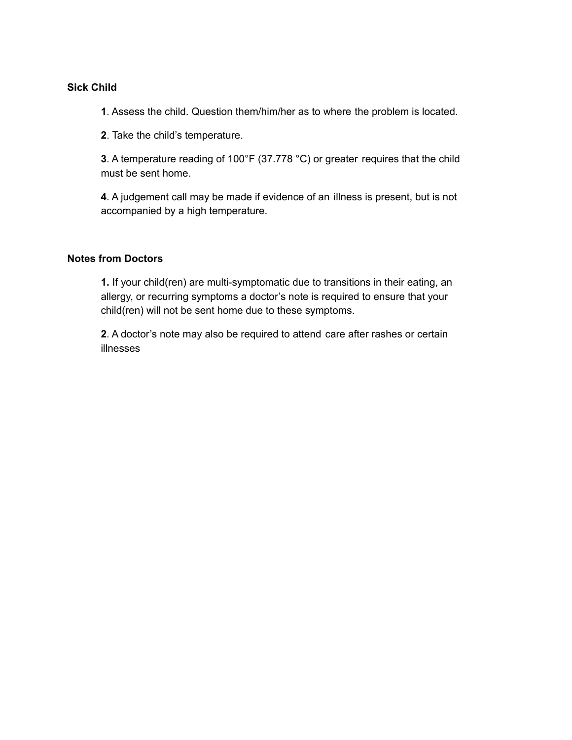**Sick Child**

**1**. Assess the child. Question them/him/her as to where the problem is located.

**2**. Take the child's temperature.

**3**. A temperature reading of 100°F (37.778 °C) or greater requires that the child must be sent home.

**4**. A judgement call may be made if evidence of an illness is present, but is not accompanied by a high temperature.

**Notes from Doctors**

**1.** If your child(ren) are multi-symptomatic due to transitions in their eating, an allergy, or recurring symptoms a doctor's note is required to ensure that your child(ren) will not be sent home due to these symptoms.

**2**. A doctor's note may also be required to attend care after rashes or certain illnesses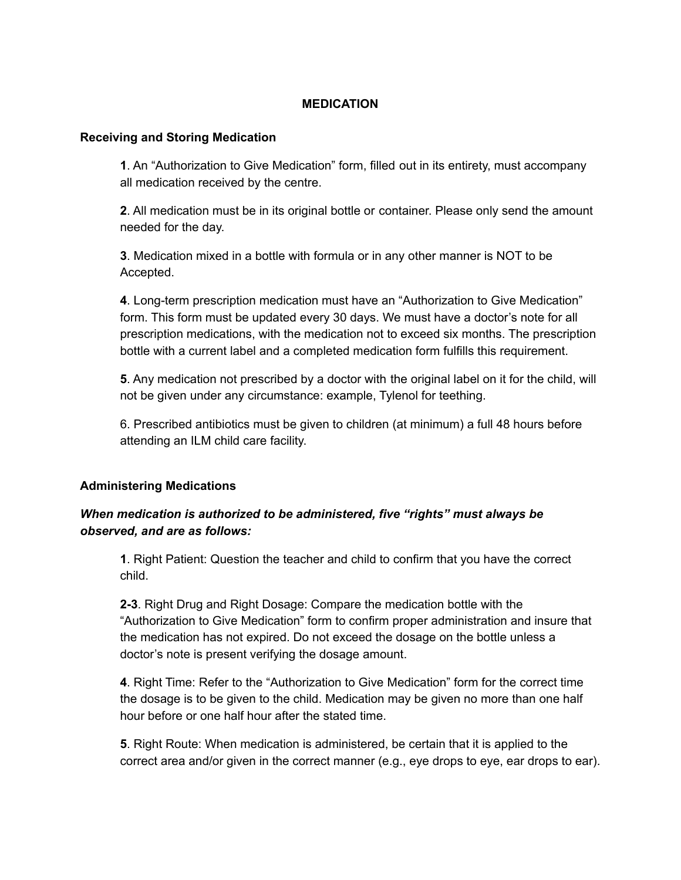# MEDICATION

## Receiving and Storing Medication

**1**. An “Authorization to Give Medication” form, filled out in its entirety, must accompany all medication received by the centre.

**2**. All medication must be in its original bottle or container. Please only send the amount needed for the day.

**3**. Medication mixed in a bottle with formula or in any other manner is NOT to be Accepted.

**4**. Long-term prescription medication must have an “Authorization to Give Medication” form. This form must be updated every 30 days. We must have a doctor’s note for all prescription medications, with the medication not to exceed six months. The prescription bottle with a current label and a completed medication form fulfills this requirement.

**5**. Any medication not prescribed by a doctor with the original label on it for the child, will not be given under any circumstance: example, Tylenol for teething.

6. Prescribed antibiotics must be given to children (at minimum) a full 48 hours before attending an ILM child care facility.

## Administering Medications

***When medication is authorized to be administered, five “rights” must always be observed, and are as follows:***

**1**. Right Patient: Question the teacher and child to confirm that you have the correct child.

**2-3**. Right Drug and Right Dosage: Compare the medication bottle with the “Authorization to Give Medication” form to confirm proper administration and insure that the medication has not expired. Do not exceed the dosage on the bottle unless a doctor’s note is present verifying the dosage amount.

**4**. Right Time: Refer to the “Authorization to Give Medication” form for the correct time the dosage is to be given to the child. Medication may be given no more than one half hour before or one half hour after the stated time.

**5**. Right Route: When medication is administered, be certain that it is applied to the correct area and/or given in the correct manner (e.g., eye drops to eye, ear drops to ear).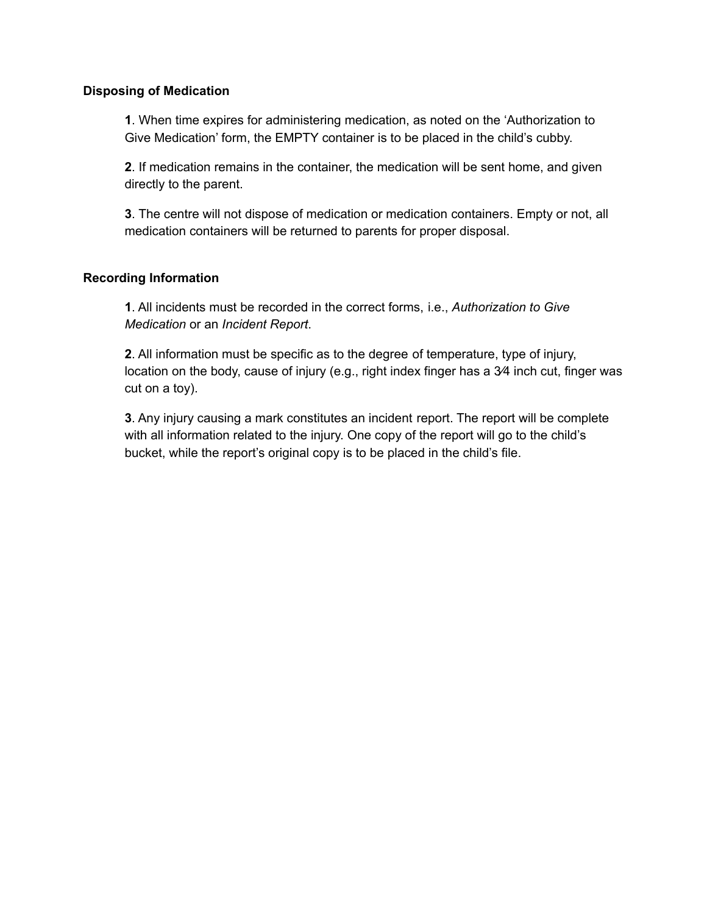**Disposing of Medication**

**1**. When time expires for administering medication, as noted on the ‘Authorization to Give Medication’ form, the EMPTY container is to be placed in the child’s cubby.

**2**. If medication remains in the container, the medication will be sent home, and given directly to the parent.

**3**. The centre will not dispose of medication or medication containers. Empty or not, all medication containers will be returned to parents for proper disposal.

**Recording Information**

**1**. All incidents must be recorded in the correct forms, i.e., *Authorization to Give Medication* or an *Incident Report*.

**2**. All information must be specific as to the degree of temperature, type of injury, location on the body, cause of injury (e.g., right index finger has a 3⁄4 inch cut, finger was cut on a toy).

**3**. Any injury causing a mark constitutes an incident report. The report will be complete with all information related to the injury. One copy of the report will go to the child’s bucket, while the report’s original copy is to be placed in the child’s file.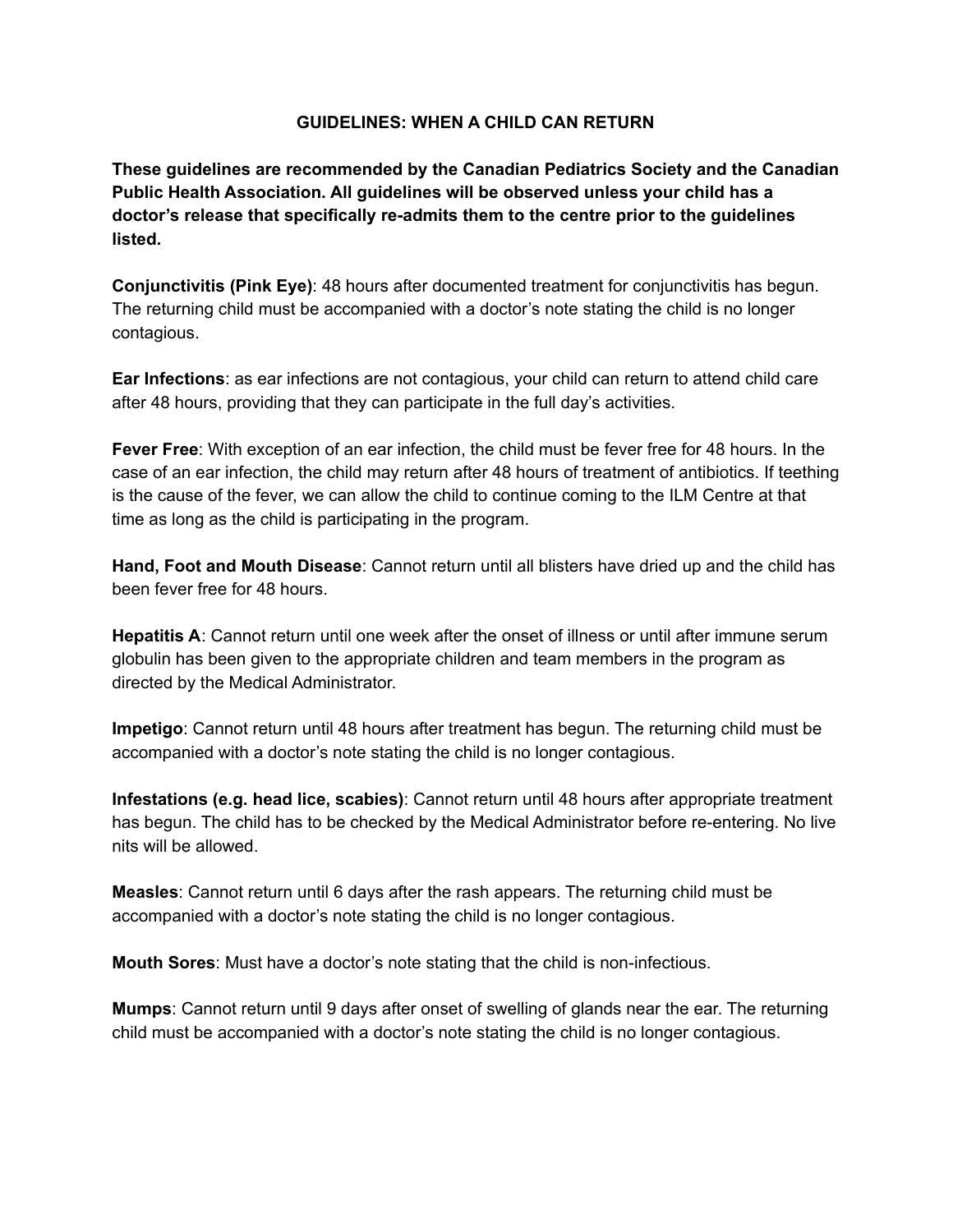## GUIDELINES: WHEN A CHILD CAN RETURN

**These guidelines are recommended by the Canadian Pediatrics Society and the Canadian Public Health Association. All guidelines will be observed unless your child has a doctor's release that specifically re-admits them to the centre prior to the guidelines listed.**

**Conjunctivitis (Pink Eye)**: 48 hours after documented treatment for conjunctivitis has begun. The returning child must be accompanied with a doctor's note stating the child is no longer contagious.

**Ear Infections**: as ear infections are not contagious, your child can return to attend child care after 48 hours, providing that they can participate in the full day's activities.

**Fever Free**: With exception of an ear infection, the child must be fever free for 48 hours. In the case of an ear infection, the child may return after 48 hours of treatment of antibiotics. If teething is the cause of the fever, we can allow the child to continue coming to the ILM Centre at that time as long as the child is participating in the program.

**Hand, Foot and Mouth Disease**: Cannot return until all blisters have dried up and the child has been fever free for 48 hours.

**Hepatitis A**: Cannot return until one week after the onset of illness or until after immune serum globulin has been given to the appropriate children and team members in the program as directed by the Medical Administrator.

**Impetigo**: Cannot return until 48 hours after treatment has begun. The returning child must be accompanied with a doctor's note stating the child is no longer contagious.

**Infestations (e.g. head lice, scabies)**: Cannot return until 48 hours after appropriate treatment has begun. The child has to be checked by the Medical Administrator before re-entering. No live nits will be allowed.

**Measles**: Cannot return until 6 days after the rash appears. The returning child must be accompanied with a doctor's note stating the child is no longer contagious.

**Mouth Sores**: Must have a doctor's note stating that the child is non-infectious.

**Mumps**: Cannot return until 9 days after onset of swelling of glands near the ear. The returning child must be accompanied with a doctor's note stating the child is no longer contagious.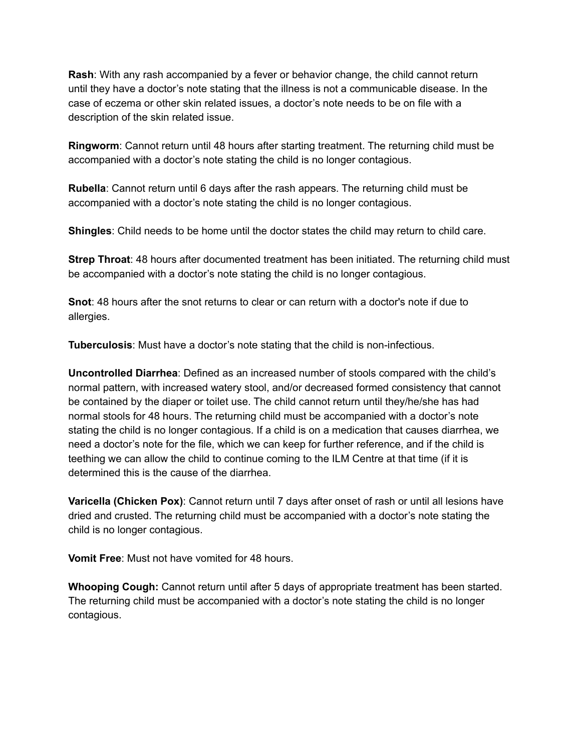**Rash**: With any rash accompanied by a fever or behavior change, the child cannot return until they have a doctor's note stating that the illness is not a communicable disease. In the case of eczema or other skin related issues, a doctor's note needs to be on file with a description of the skin related issue.

**Ringworm**: Cannot return until 48 hours after starting treatment. The returning child must be accompanied with a doctor's note stating the child is no longer contagious.

**Rubella**: Cannot return until 6 days after the rash appears. The returning child must be accompanied with a doctor's note stating the child is no longer contagious.

**Shingles**: Child needs to be home until the doctor states the child may return to child care.

**Strep Throat**: 48 hours after documented treatment has been initiated. The returning child must be accompanied with a doctor's note stating the child is no longer contagious.

**Snot**: 48 hours after the snot returns to clear or can return with a doctor's note if due to allergies.

**Tuberculosis**: Must have a doctor's note stating that the child is non-infectious.

**Uncontrolled Diarrhea**: Defined as an increased number of stools compared with the child's normal pattern, with increased watery stool, and/or decreased formed consistency that cannot be contained by the diaper or toilet use. The child cannot return until they/he/she has had normal stools for 48 hours. The returning child must be accompanied with a doctor's note stating the child is no longer contagious. If a child is on a medication that causes diarrhea, we need a doctor's note for the file, which we can keep for further reference, and if the child is teething we can allow the child to continue coming to the ILM Centre at that time (if it is determined this is the cause of the diarrhea.

**Varicella (Chicken Pox)**: Cannot return until 7 days after onset of rash or until all lesions have dried and crusted. The returning child must be accompanied with a doctor's note stating the child is no longer contagious.

**Vomit Free**: Must not have vomited for 48 hours.

**Whooping Cough:** Cannot return until after 5 days of appropriate treatment has been started. The returning child must be accompanied with a doctor's note stating the child is no longer contagious.